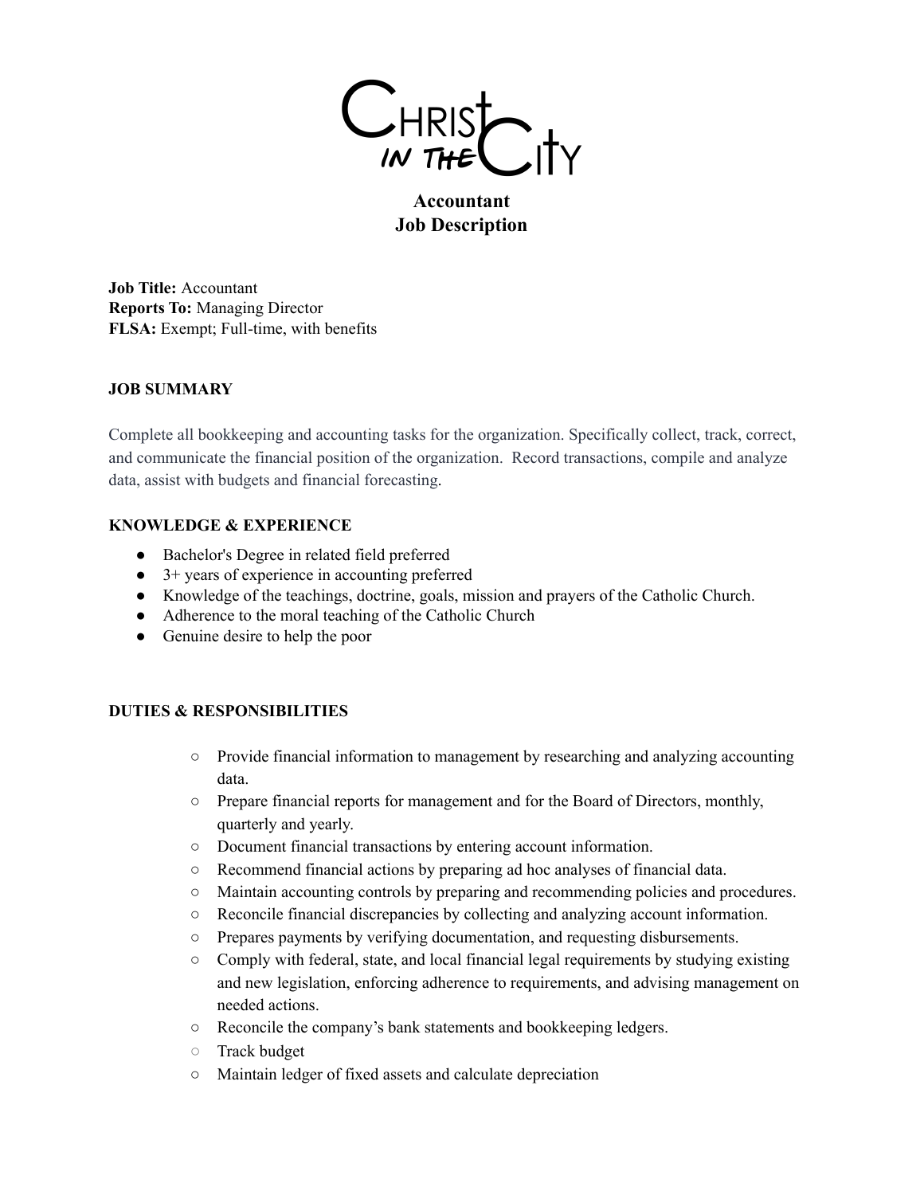# Christ in the City

## Accountant
## Job Description

**Job Title:** Accountant
**Reports To:** Managing Director
**FLSA:** Exempt; Full-time, with benefits

### JOB SUMMARY

Complete all bookkeeping and accounting tasks for the organization. Specifically collect, track, correct, and communicate the financial position of the organization. Record transactions, compile and analyze data, assist with budgets and financial forecasting.

### KNOWLEDGE & EXPERIENCE

- Bachelor's Degree in related field preferred
- 3+ years of experience in accounting preferred
- Knowledge of the teachings, doctrine, goals, mission and prayers of the Catholic Church.
- Adherence to the moral teaching of the Catholic Church
- Genuine desire to help the poor

### DUTIES & RESPONSIBILITIES

- Provide financial information to management by researching and analyzing accounting data.
- Prepare financial reports for management and for the Board of Directors, monthly, quarterly and yearly.
- Document financial transactions by entering account information.
- Recommend financial actions by preparing ad hoc analyses of financial data.
- Maintain accounting controls by preparing and recommending policies and procedures.
- Reconcile financial discrepancies by collecting and analyzing account information.
- Prepares payments by verifying documentation, and requesting disbursements.
- Comply with federal, state, and local financial legal requirements by studying existing and new legislation, enforcing adherence to requirements, and advising management on needed actions.
- Reconcile the company's bank statements and bookkeeping ledgers.
- Track budget
- Maintain ledger of fixed assets and calculate depreciation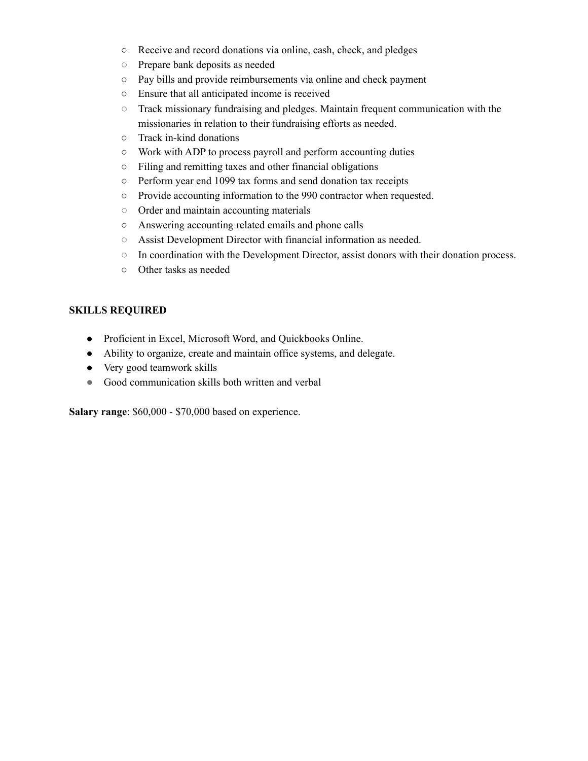- Receive and record donations via online, cash, check, and pledges
- Prepare bank deposits as needed
- Pay bills and provide reimbursements via online and check payment
- Ensure that all anticipated income is received
- Track missionary fundraising and pledges. Maintain frequent communication with the missionaries in relation to their fundraising efforts as needed.
- Track in-kind donations
- Work with ADP to process payroll and perform accounting duties
- Filing and remitting taxes and other financial obligations
- Perform year end 1099 tax forms and send donation tax receipts
- Provide accounting information to the 990 contractor when requested.
- Order and maintain accounting materials
- Answering accounting related emails and phone calls
- Assist Development Director with financial information as needed.
- In coordination with the Development Director, assist donors with their donation process.
- Other tasks as needed

**SKILLS REQUIRED**

- Proficient in Excel, Microsoft Word, and Quickbooks Online.
- Ability to organize, create and maintain office systems, and delegate.
- Very good teamwork skills
- Good communication skills both written and verbal

**Salary range**: $60,000 - $70,000 based on experience.